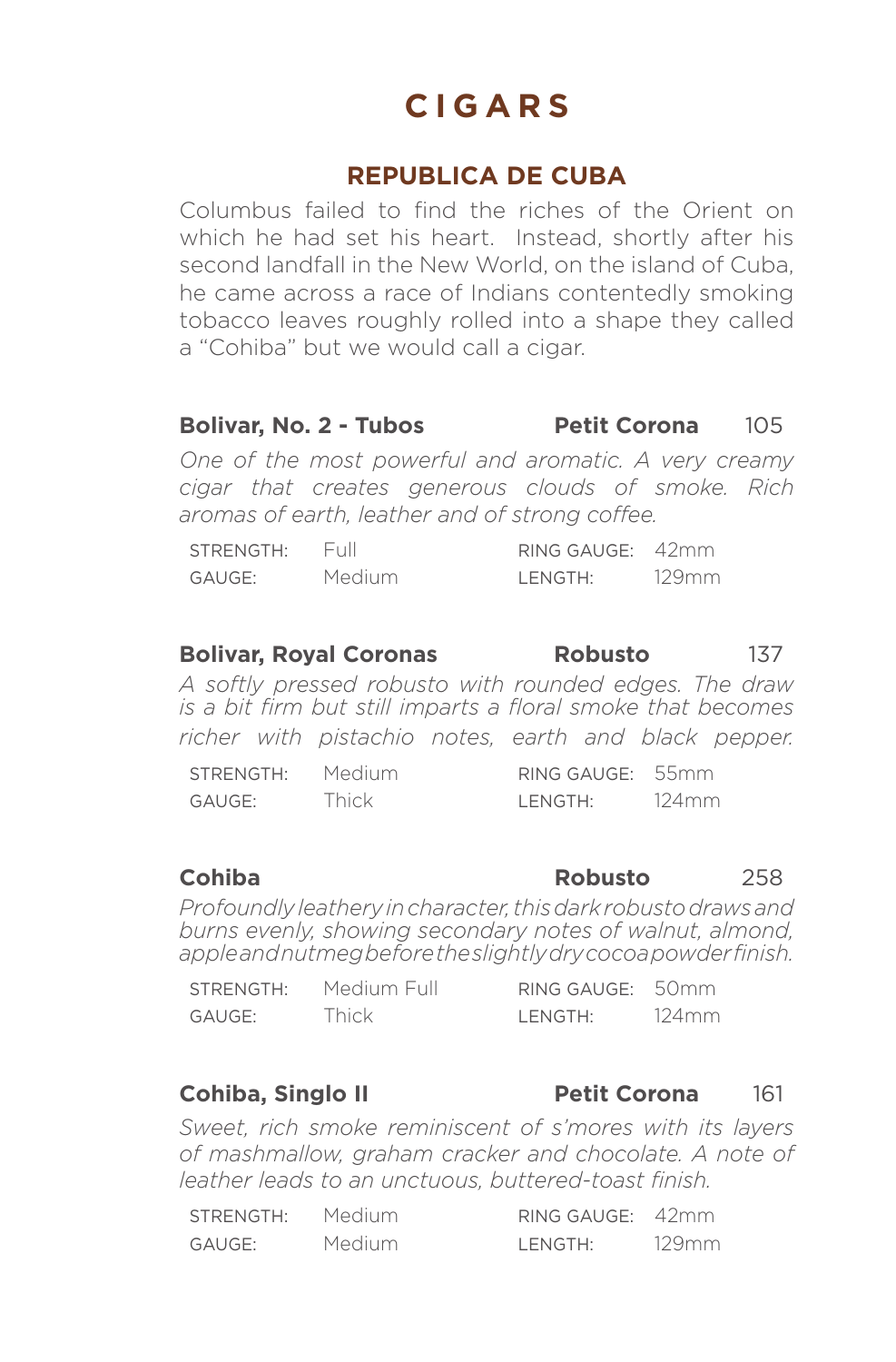# CIGARS

## REPUBLICA DE CUBA

Columbus failed to find the riches of the Orient on which he had set his heart. Instead, shortly after his second landfall in the New World, on the island of Cuba, he came across a race of Indians contentedly smoking tobacco leaves roughly rolled into a shape they called a "Cohiba" but we would call a cigar.

### Bolivar, No. 2 - Tubos — Petit Corona — 105

*One of the most powerful and aromatic. A very creamy cigar that creates generous clouds of smoke. Rich aromas of earth, leather and of strong coffee.*

| | | | |
|---|---|---|---|
| STRENGTH: | Full | RING GAUGE: | 42mm |
| GAUGE: | Medium | LENGTH: | 129mm |

### Bolivar, Royal Coronas — Robusto — 137

*A softly pressed robusto with rounded edges. The draw is a bit firm but still imparts a floral smoke that becomes richer with pistachio notes, earth and black pepper.*

| | | | |
|---|---|---|---|
| STRENGTH: | Medium | RING GAUGE: | 55mm |
| GAUGE: | Thick | LENGTH: | 124mm |

### Cohiba — Robusto — 258

*Profoundly leathery in character, this dark robusto draws and burns evenly, showing secondary notes of walnut, almond, apple and nutmeg before the slightly dry cocoa powder finish.*

| | | | |
|---|---|---|---|
| STRENGTH: | Medium Full | RING GAUGE: | 50mm |
| GAUGE: | Thick | LENGTH: | 124mm |

### Cohiba, Singlo II — Petit Corona — 161

*Sweet, rich smoke reminiscent of s'mores with its layers of mashmallow, graham cracker and chocolate. A note of leather leads to an unctuous, buttered-toast finish.*

| | | | |
|---|---|---|---|
| STRENGTH: | Medium | RING GAUGE: | 42mm |
| GAUGE: | Medium | LENGTH: | 129mm |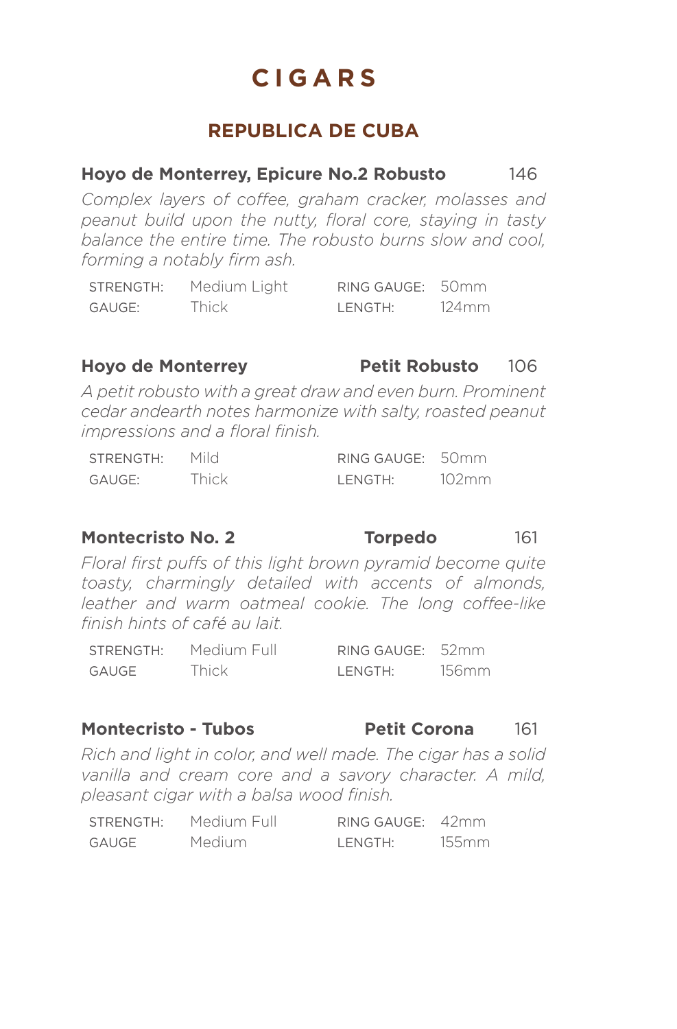# CIGARS

## REPUBLICA DE CUBA

**Hoyo de Monterrey, Epicure No.2 Robusto** 146

*Complex layers of coffee, graham cracker, molasses and peanut build upon the nutty, floral core, staying in tasty balance the entire time. The robusto burns slow and cool, forming a notably firm ash.*

| | | | |
|---|---|---|---|
| STRENGTH: | Medium Light | RING GAUGE: | 50mm |
| GAUGE: | Thick | LENGTH: | 124mm |

**Hoyo de Monterrey** **Petit Robusto** 106

*A petit robusto with a great draw and even burn. Prominent cedar andearth notes harmonize with salty, roasted peanut impressions and a floral finish.*

| | | | |
|---|---|---|---|
| STRENGTH: | Mild | RING GAUGE: | 50mm |
| GAUGE: | Thick | LENGTH: | 102mm |

**Montecristo No. 2** **Torpedo** 161

*Floral first puffs of this light brown pyramid become quite toasty, charmingly detailed with accents of almonds, leather and warm oatmeal cookie. The long coffee-like finish hints of café au lait.*

| | | | |
|---|---|---|---|
| STRENGTH: | Medium Full | RING GAUGE: | 52mm |
| GAUGE | Thick | LENGTH: | 156mm |

**Montecristo - Tubos** **Petit Corona** 161

*Rich and light in color, and well made. The cigar has a solid vanilla and cream core and a savory character. A mild, pleasant cigar with a balsa wood finish.*

| | | | |
|---|---|---|---|
| STRENGTH: | Medium Full | RING GAUGE: | 42mm |
| GAUGE | Medium | LENGTH: | 155mm |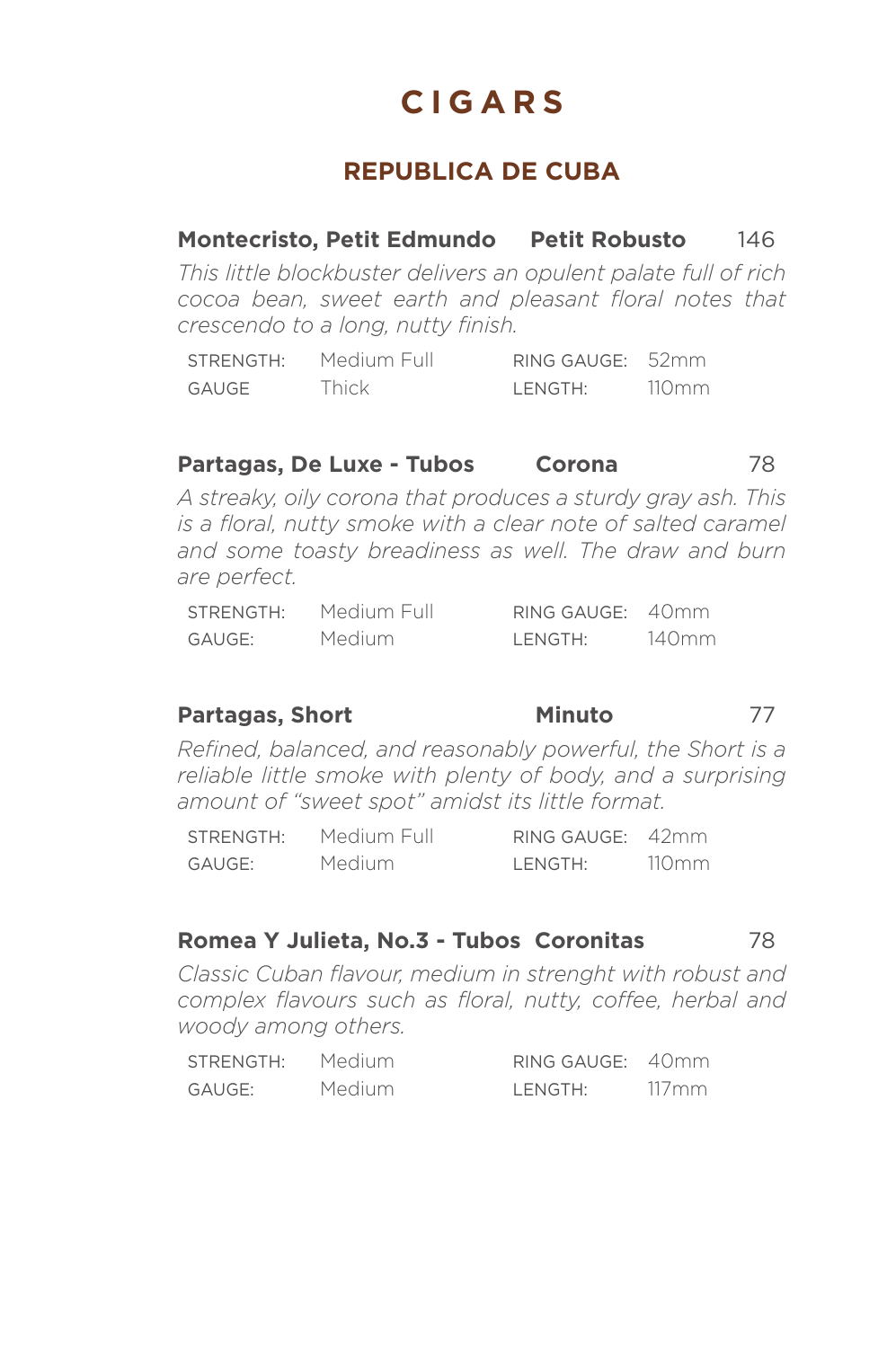# CIGARS

## REPUBLICA DE CUBA

**Montecristo, Petit Edmundo** **Petit Robusto** 146

*This little blockbuster delivers an opulent palate full of rich cocoa bean, sweet earth and pleasant floral notes that crescendo to a long, nutty finish.*

| | | | |
|---|---|---|---|
| STRENGTH: | Medium Full | RING GAUGE: | 52mm |
| GAUGE | Thick | LENGTH: | 110mm |

**Partagas, De Luxe - Tubos** **Corona** 78

*A streaky, oily corona that produces a sturdy gray ash. This is a floral, nutty smoke with a clear note of salted caramel and some toasty breadiness as well. The draw and burn are perfect.*

| | | | |
|---|---|---|---|
| STRENGTH: | Medium Full | RING GAUGE: | 40mm |
| GAUGE: | Medium | LENGTH: | 140mm |

**Partagas, Short** **Minuto** 77

*Refined, balanced, and reasonably powerful, the Short is a reliable little smoke with plenty of body, and a surprising amount of "sweet spot" amidst its little format.*

| | | | |
|---|---|---|---|
| STRENGTH: | Medium Full | RING GAUGE: | 42mm |
| GAUGE: | Medium | LENGTH: | 110mm |

**Romea Y Julieta, No.3 - Tubos** **Coronitas** 78

*Classic Cuban flavour, medium in strenght with robust and complex flavours such as floral, nutty, coffee, herbal and woody among others.*

| | | | |
|---|---|---|---|
| STRENGTH: | Medium | RING GAUGE: | 40mm |
| GAUGE: | Medium | LENGTH: | 117mm |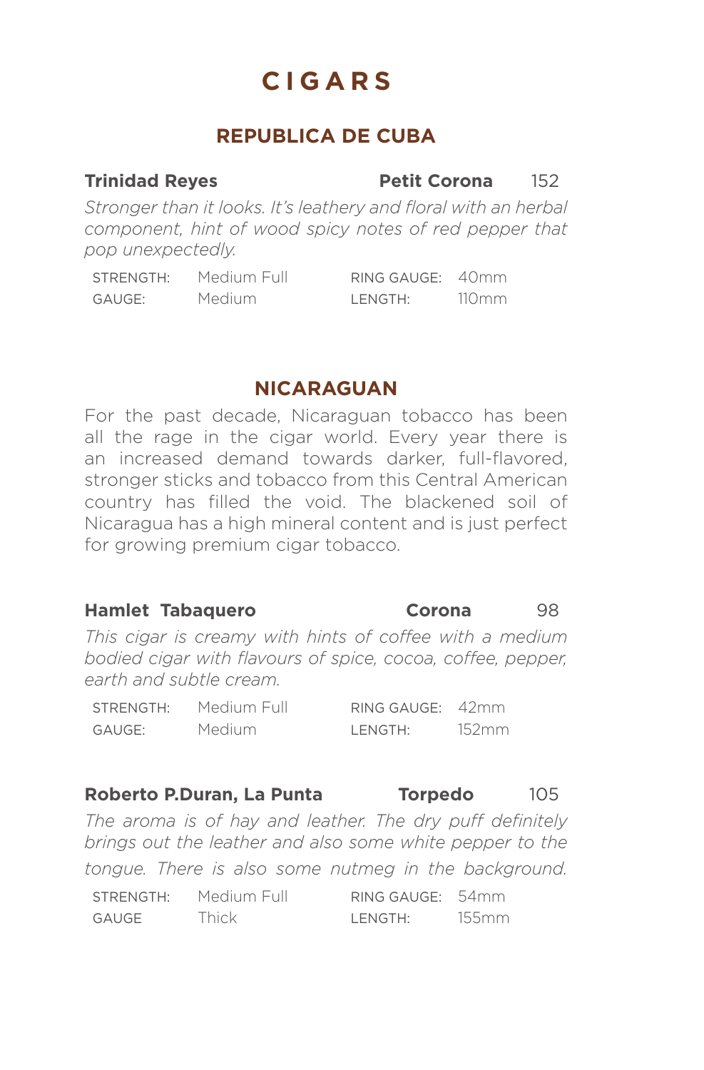# CIGARS

## REPUBLICA DE CUBA

**Trinidad Reyes** **Petit Corona** 152

*Stronger than it looks. It's leathery and floral with an herbal component, hint of wood spicy notes of red pepper that pop unexpectedly.*

| | | | |
|---|---|---|---|
| STRENGTH: | Medium Full | RING GAUGE: | 40mm |
| GAUGE: | Medium | LENGTH: | 110mm |

## NICARAGUAN

For the past decade, Nicaraguan tobacco has been all the rage in the cigar world. Every year there is an increased demand towards darker, full-flavored, stronger sticks and tobacco from this Central American country has filled the void. The blackened soil of Nicaragua has a high mineral content and is just perfect for growing premium cigar tobacco.

**Hamlet Tabaquero** **Corona** 98

*This cigar is creamy with hints of coffee with a medium bodied cigar with flavours of spice, cocoa, coffee, pepper, earth and subtle cream.*

| | | | |
|---|---|---|---|
| STRENGTH: | Medium Full | RING GAUGE: | 42mm |
| GAUGE: | Medium | LENGTH: | 152mm |

**Roberto P.Duran, La Punta** **Torpedo** 105

*The aroma is of hay and leather. The dry puff definitely brings out the leather and also some white pepper to the tongue. There is also some nutmeg in the background.*

| | | | |
|---|---|---|---|
| STRENGTH: | Medium Full | RING GAUGE: | 54mm |
| GAUGE | Thick | LENGTH: | 155mm |